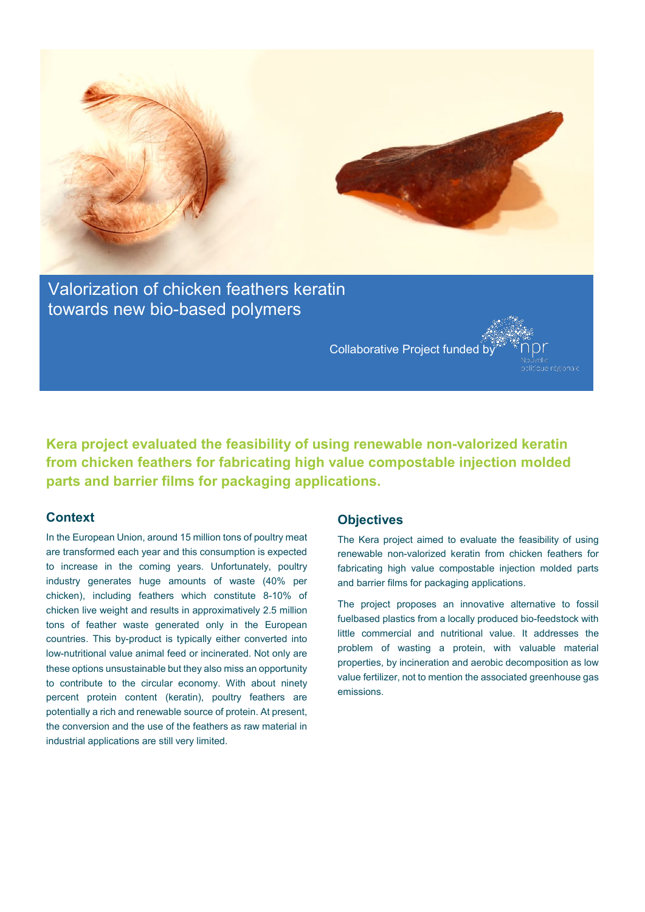# Valorization of chicken feathers keratin towards new bio-based polymers

Collaborative Project funded by npr Nouvelle politique régionale

**Kera project evaluated the feasibility of using renewable non-valorized keratin from chicken feathers for fabricating high value compostable injection molded parts and barrier films for packaging applications.**

## Context

In the European Union, around 15 million tons of poultry meat are transformed each year and this consumption is expected to increase in the coming years. Unfortunately, poultry industry generates huge amounts of waste (40% per chicken), including feathers which constitute 8-10% of chicken live weight and results in approximatively 2.5 million tons of feather waste generated only in the European countries. This by-product is typically either converted into low-nutritional value animal feed or incinerated. Not only are these options unsustainable but they also miss an opportunity to contribute to the circular economy. With about ninety percent protein content (keratin), poultry feathers are potentially a rich and renewable source of protein. At present, the conversion and the use of the feathers as raw material in industrial applications are still very limited.

## Objectives

The Kera project aimed to evaluate the feasibility of using renewable non-valorized keratin from chicken feathers for fabricating high value compostable injection molded parts and barrier films for packaging applications.

The project proposes an innovative alternative to fossil fuelbased plastics from a locally produced bio-feedstock with little commercial and nutritional value. It addresses the problem of wasting a protein, with valuable material properties, by incineration and aerobic decomposition as low value fertilizer, not to mention the associated greenhouse gas emissions.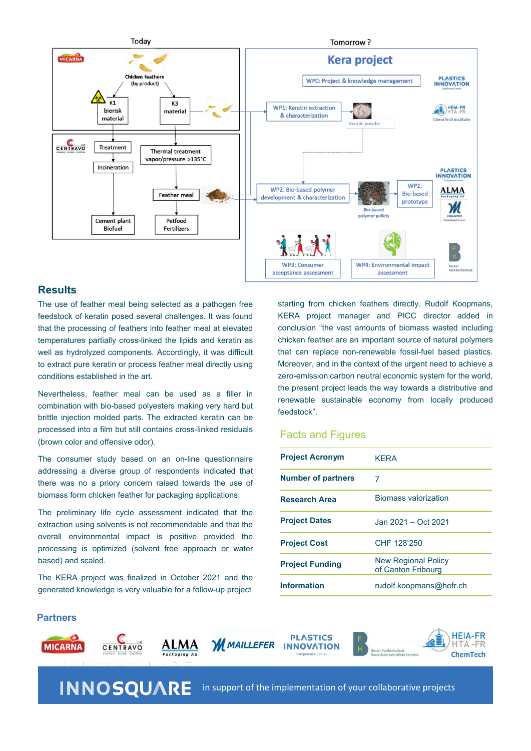Today

MICARNA

Chicken feathers
(by product)

K1
biorisk
material

K3
material

CENTRAVO

Treatment

Incineration

Thermal treatment
vapor/pressure >135°C

Feather meal

Cement plant
Biofuel

Petfood
Fertilizers

Tomorrow ?

Kera project

WP0: Project & knowledge management

PLASTICS INNOVATION

WP1: Keratin extraction & characterization

Keratin powder

HEIA-FR HTA-FR
ChemTech institute

PLASTICS INNOVATION

WP2: Bio-based polymer development & characterization

Bio-based polymer pellets

WP2:
Bio-based prototype

ALMA

MAILLEFER

WP3: Consumer acceptance assessment

WP4: Environmental impact assessment

Berner Fachhochschule

## Results

The use of feather meal being selected as a pathogen free feedstock of keratin posed several challenges. It was found that the processing of feathers into feather meal at elevated temperatures partially cross-linked the lipids and keratin as well as hydrolyzed components. Accordingly, it was difficult to extract pure keratin or process feather meal directly using conditions established in the art.

Nevertheless, feather meal can be used as a filler in combination with bio-based polyesters making very hard but brittle injection molded parts. The extracted keratin can be processed into a film but still contains cross-linked residuals (brown color and offensive odor).

The consumer study based on an on-line questionnaire addressing a diverse group of respondents indicated that there was no a priory concern raised towards the use of biomass form chicken feather for packaging applications.

The preliminary life cycle assessment indicated that the extraction using solvents is not recommendable and that the overall environmental impact is positive provided the processing is optimized (solvent free approach or water based) and scaled.

The KERA project was finalized in October 2021 and the generated knowledge is very valuable for a follow-up project starting from chicken feathers directly. Rudolf Koopmans, KERA project manager and PICC director added in conclusion "the vast amounts of biomass wasted including chicken feather are an important source of natural polymers that can replace non-renewable fossil-fuel based plastics. Moreover, and in the context of the urgent need to achieve a zero-emission carbon neutral economic system for the world, the present project leads the way towards a distributive and renewable sustainable economy from locally produced feedstock".

## Facts and Figures

| | |
|---|---|
| **Project Acronym** | KERA |
| **Number of partners** | 7 |
| **Research Area** | Biomass valorization |
| **Project Dates** | Jan 2021 – Oct 2021 |
| **Project Cost** | CHF 128'250 |
| **Project Funding** | New Regional Policy of Canton Fribourg |
| **Information** | rudolf.koopmans@hefr.ch |

## Partners

MICARNA · CENTRAVO · ALMA Packaging AG · MAILLEFER · PLASTICS INNOVATION Competence Center · Berner Fachhochschule · HEIA-FR HTA-FR ChemTech

INNOSQUARE in support of the implementation of your collaborative projects